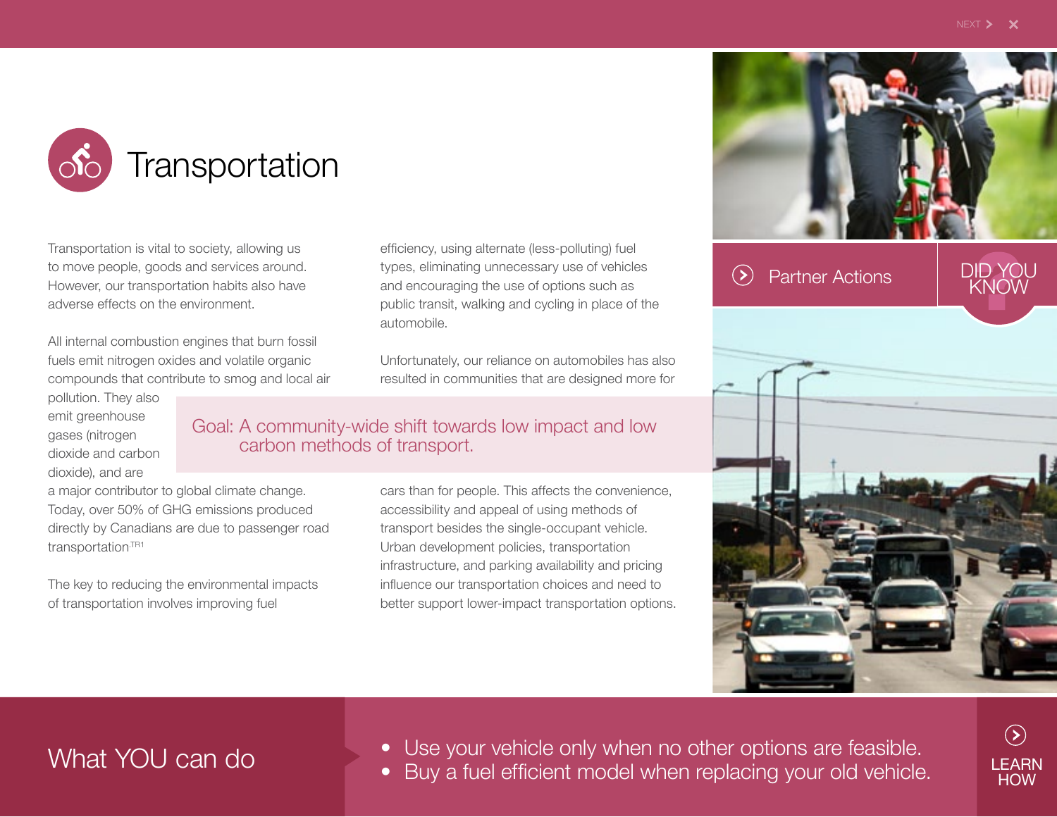# Transportation

Transportation is vital to society, allowing us to move people, goods and services around. However, our transportation habits also have adverse effects on the environment.

All internal combustion engines that burn fossil fuels emit nitrogen oxides and volatile organic compounds that contribute to smog and local air pollution. They also emit greenhouse gases (nitrogen dioxide and carbon dioxide), and are a major contributor to global climate change. Today, over 50% of GHG emissions produced directly by Canadians are due to passenger road transportation.[TR1]

The key to reducing the environmental impacts of transportation involves improving fuel efficiency, using alternate (less-polluting) fuel types, eliminating unnecessary use of vehicles and encouraging the use of options such as public transit, walking and cycling in place of the automobile.

Unfortunately, our reliance on automobiles has also resulted in communities that are designed more for cars than for people. This affects the convenience, accessibility and appeal of using methods of transport besides the single-occupant vehicle. Urban development policies, transportation infrastructure, and parking availability and pricing influence our transportation choices and need to better support lower-impact transportation options.

**Goal: A community-wide shift towards low impact and low carbon methods of transport.**

Partner Actions

DID YOU KNOW

## What YOU can do

- Use your vehicle only when no other options are feasible.
- Buy a fuel efficient model when replacing your old vehicle.

LEARN HOW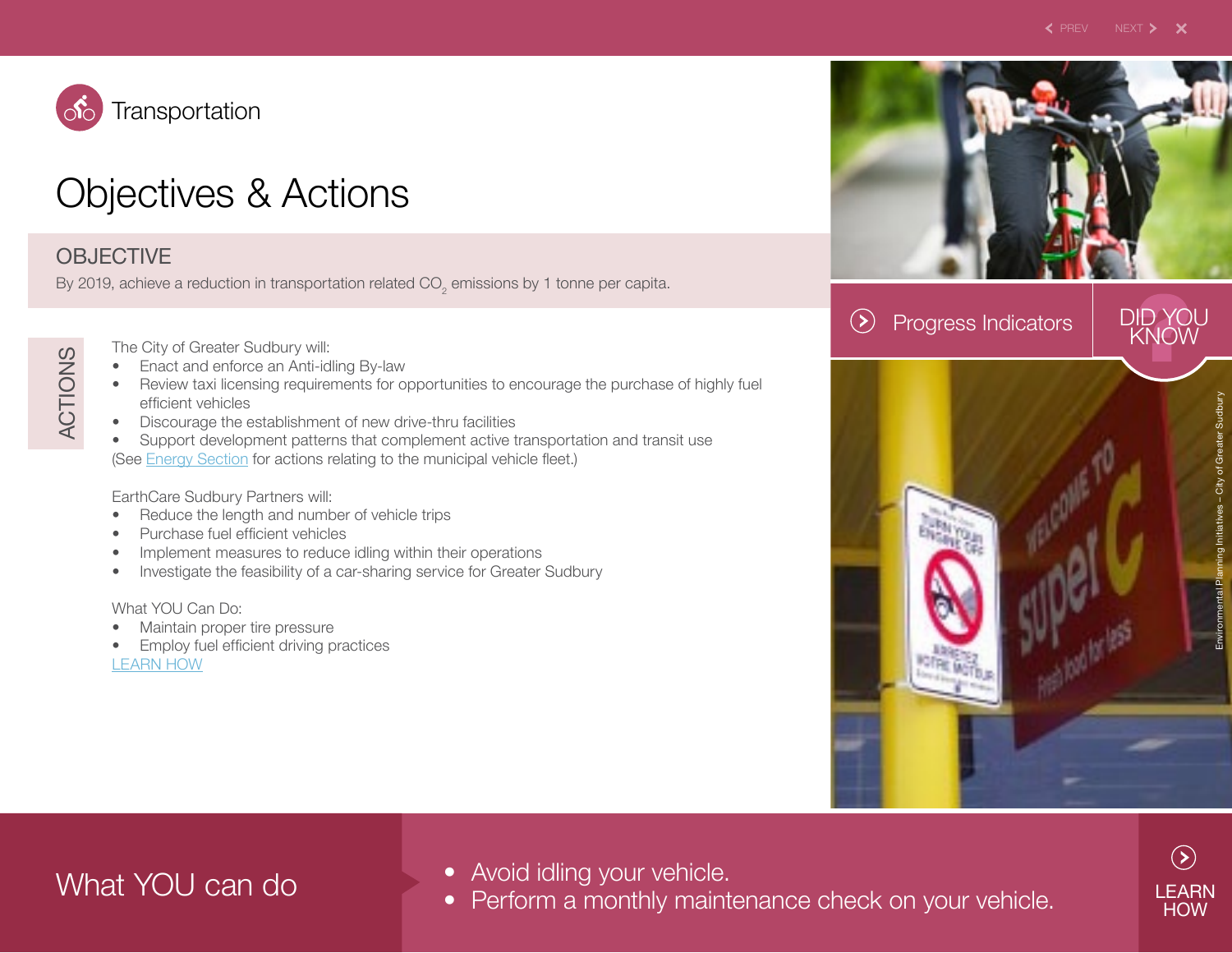# Transportation

## Objectives & Actions

### OBJECTIVE

By 2019, achieve a reduction in transportation related $CO_2$ emissions by 1 tonne per capita.

### ACTIONS

The City of Greater Sudbury will:

- Enact and enforce an Anti-idling By-law
- Review taxi licensing requirements for opportunities to encourage the purchase of highly fuel efficient vehicles
- Discourage the establishment of new drive-thru facilities
- Support development patterns that complement active transportation and transit use

(See Energy Section for actions relating to the municipal vehicle fleet.)

EarthCare Sudbury Partners will:

- Reduce the length and number of vehicle trips
- Purchase fuel efficient vehicles
- Implement measures to reduce idling within their operations
- Investigate the feasibility of a car-sharing service for Greater Sudbury

What YOU Can Do:

- Maintain proper tire pressure
- Employ fuel efficient driving practices

LEARN HOW

Progress Indicators

DID YOU KNOW

Environmental Planning Initiatives – City of Greater Sudbury

## What YOU can do

- Avoid idling your vehicle.
- Perform a monthly maintenance check on your vehicle.

LEARN HOW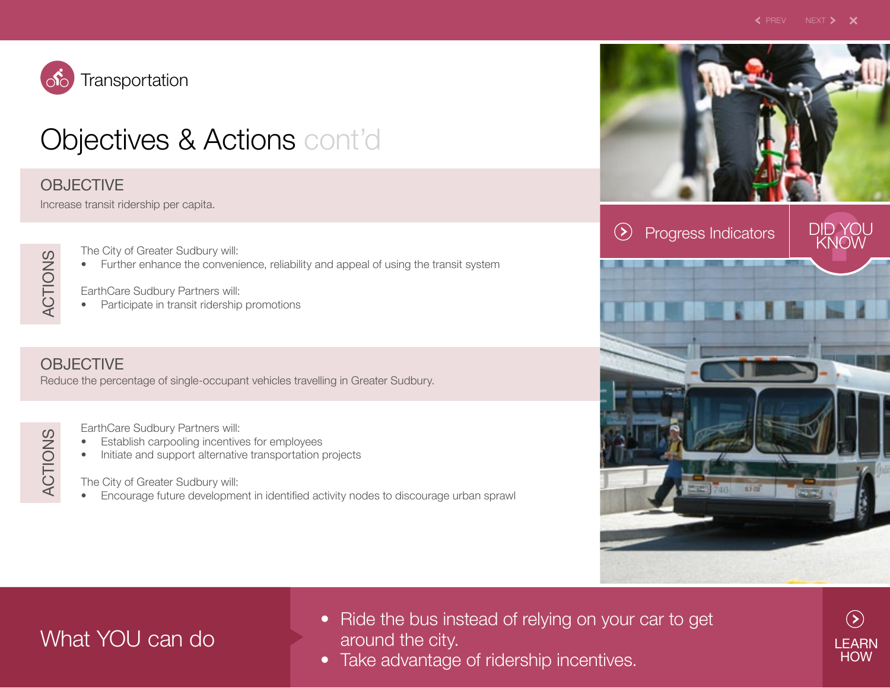# Transportation

## Objectives & Actions cont'd

### OBJECTIVE

Increase transit ridership per capita.

**ACTIONS**

The City of Greater Sudbury will:

- Further enhance the convenience, reliability and appeal of using the transit system

EarthCare Sudbury Partners will:

- Participate in transit ridership promotions

### OBJECTIVE

Reduce the percentage of single-occupant vehicles travelling in Greater Sudbury.

**ACTIONS**

EarthCare Sudbury Partners will:

- Establish carpooling incentives for employees
- Initiate and support alternative transportation projects

The City of Greater Sudbury will:

- Encourage future development in identified activity nodes to discourage urban sprawl

Progress Indicators

DID YOU KNOW

## What YOU can do

- Ride the bus instead of relying on your car to get around the city.
- Take advantage of ridership incentives.

LEARN HOW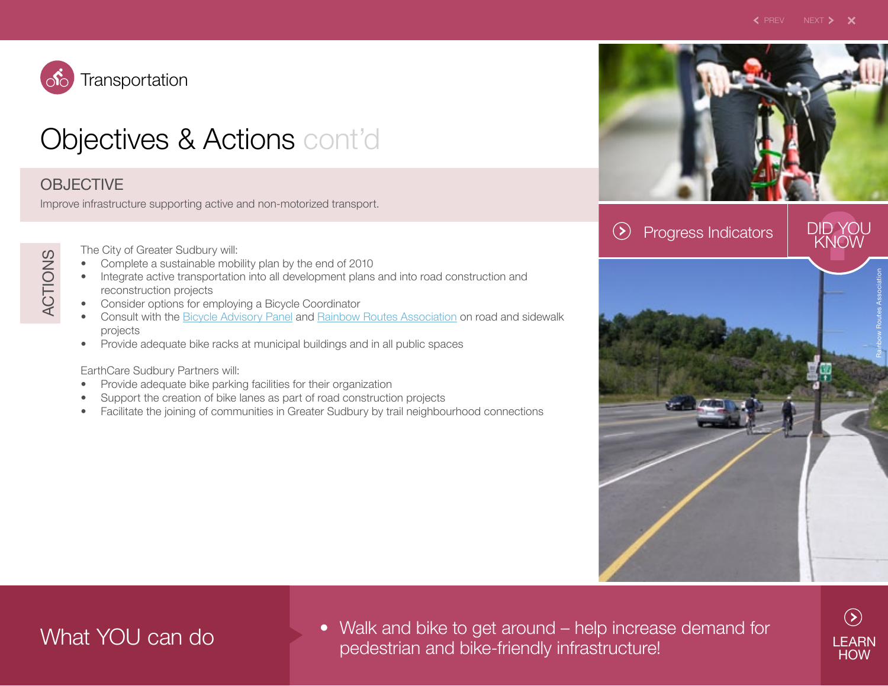# Transportation

## Objectives & Actions cont'd

### OBJECTIVE

Improve infrastructure supporting active and non-motorized transport.

### ACTIONS

The City of Greater Sudbury will:

- Complete a sustainable mobility plan by the end of 2010
- Integrate active transportation into all development plans and into road construction and reconstruction projects
- Consider options for employing a Bicycle Coordinator
- Consult with the Bicycle Advisory Panel and Rainbow Routes Association on road and sidewalk projects
- Provide adequate bike racks at municipal buildings and in all public spaces

EarthCare Sudbury Partners will:

- Provide adequate bike parking facilities for their organization
- Support the creation of bike lanes as part of road construction projects
- Facilitate the joining of communities in Greater Sudbury by trail neighbourhood connections

Progress Indicators

DID YOU KNOW

Rainbow Routes Association

## What YOU can do

- Walk and bike to get around – help increase demand for pedestrian and bike-friendly infrastructure!

LEARN HOW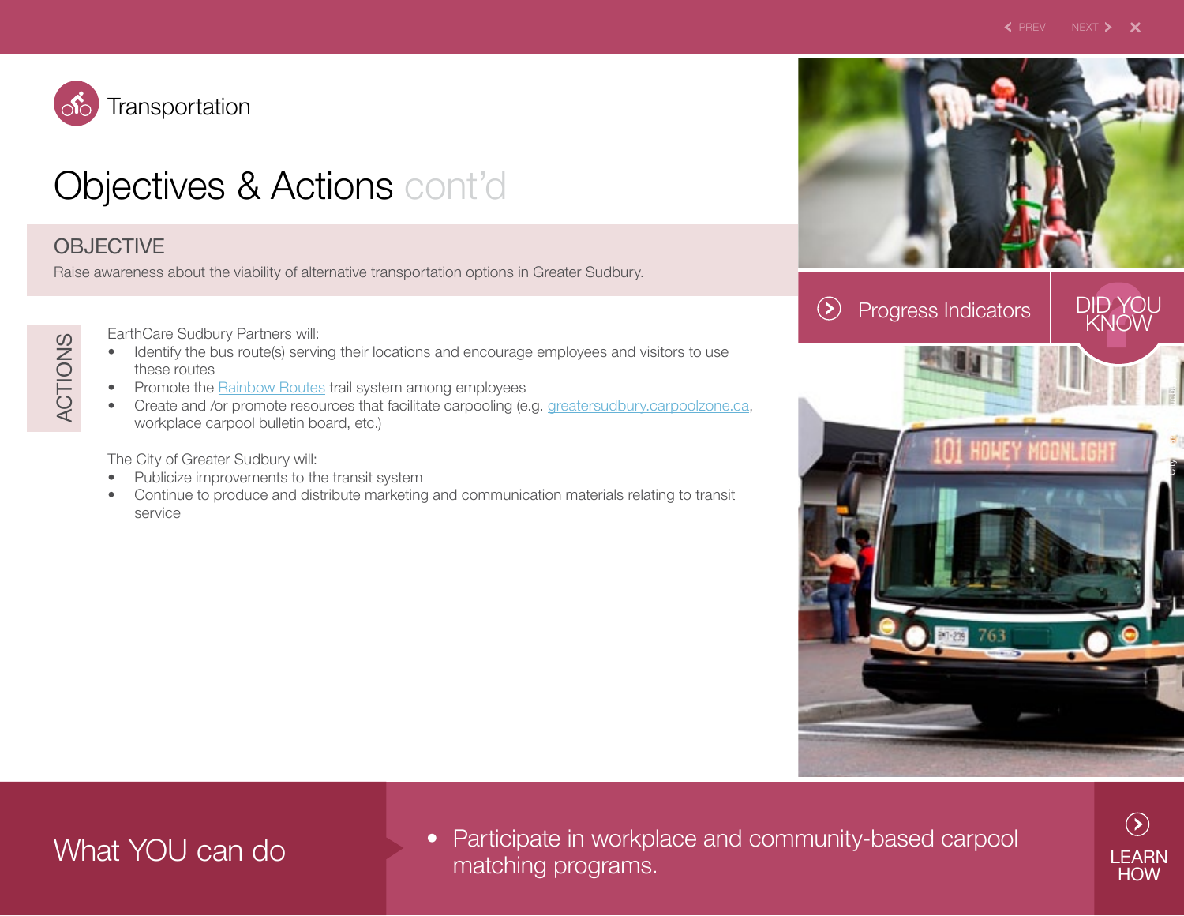# Transportation

## Objectives & Actions cont'd

### OBJECTIVE

Raise awareness about the viability of alternative transportation options in Greater Sudbury.

### ACTIONS

EarthCare Sudbury Partners will:

- Identify the bus route(s) serving their locations and encourage employees and visitors to use these routes
- Promote the Rainbow Routes trail system among employees
- Create and /or promote resources that facilitate carpooling (e.g. greatersudbury.carpoolzone.ca, workplace carpool bulletin board, etc.)

The City of Greater Sudbury will:

- Publicize improvements to the transit system
- Continue to produce and distribute marketing and communication materials relating to transit service

Progress Indicators

DID YOU KNOW

## What YOU can do

- Participate in workplace and community-based carpool matching programs.

LEARN HOW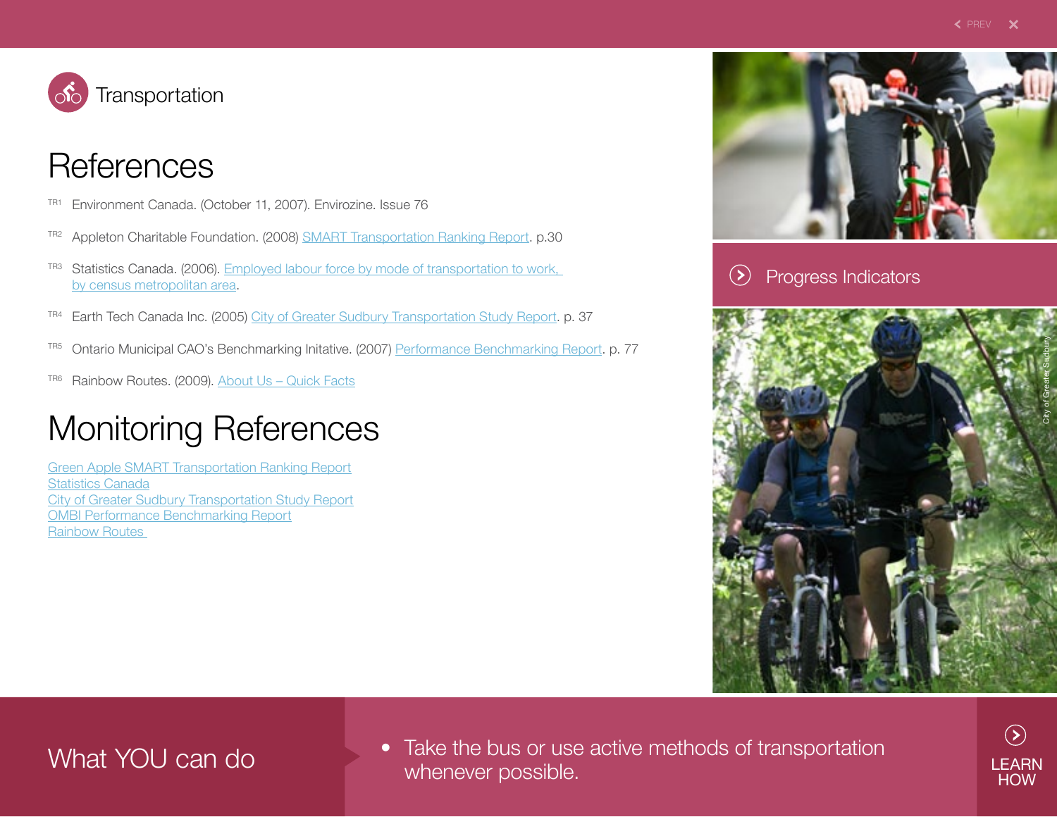# Transportation

## References

TR1 Environment Canada. (October 11, 2007). Envirozine. Issue 76

TR2 Appleton Charitable Foundation. (2008) SMART Transportation Ranking Report. p.30

TR3 Statistics Canada. (2006). Employed labour force by mode of transportation to work, by census metropolitan area.

TR4 Earth Tech Canada Inc. (2005) City of Greater Sudbury Transportation Study Report. p. 37

TR5 Ontario Municipal CAO's Benchmarking Initative. (2007) Performance Benchmarking Report. p. 77

TR6 Rainbow Routes. (2009). About Us – Quick Facts

## Monitoring References

Green Apple SMART Transportation Ranking Report
Statistics Canada
City of Greater Sudbury Transportation Study Report
OMBI Performance Benchmarking Report
Rainbow Routes

Progress Indicators

City of Greater Sudbury

## What YOU can do

- Take the bus or use active methods of transportation whenever possible.

LEARN HOW